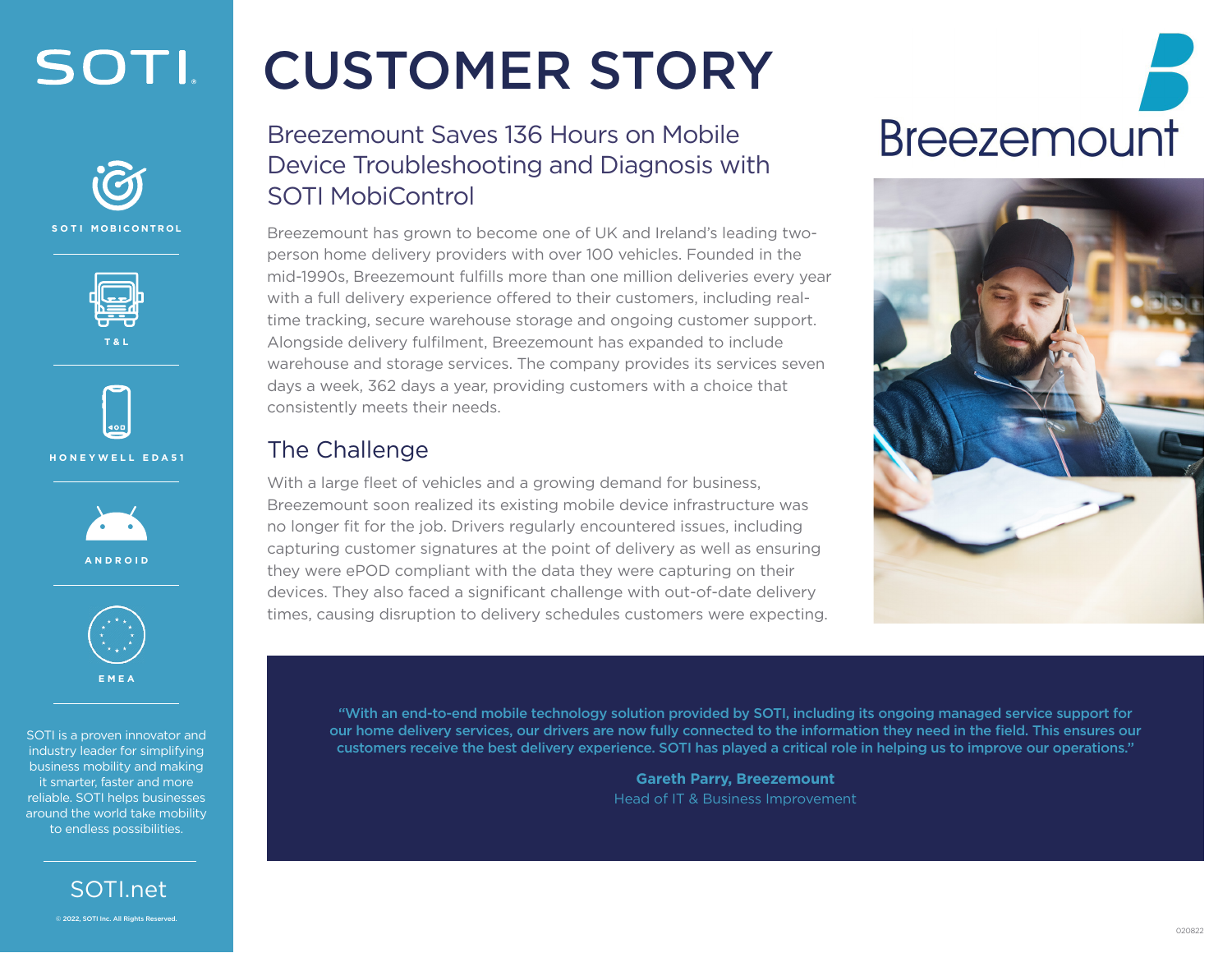SOTI.

SOTI MOBICONTROL

T&L

HONEYWELL EDA51

ANDROID

EMEA

SOTI is a proven innovator and industry leader for simplifying business mobility and making it smarter, faster and more reliable. SOTI helps businesses around the world take mobility to endless possibilities.

SOTI.net

© 2022, SOTI Inc. All Rights Reserved.

# CUSTOMER STORY

Breezemount

## Breezemount Saves 136 Hours on Mobile Device Troubleshooting and Diagnosis with SOTI MobiControl

Breezemount has grown to become one of UK and Ireland's leading two-person home delivery providers with over 100 vehicles. Founded in the mid-1990s, Breezemount fulfills more than one million deliveries every year with a full delivery experience offered to their customers, including real-time tracking, secure warehouse storage and ongoing customer support. Alongside delivery fulfilment, Breezemount has expanded to include warehouse and storage services. The company provides its services seven days a week, 362 days a year, providing customers with a choice that consistently meets their needs.

## The Challenge

With a large fleet of vehicles and a growing demand for business, Breezemount soon realized its existing mobile device infrastructure was no longer fit for the job. Drivers regularly encountered issues, including capturing customer signatures at the point of delivery as well as ensuring they were ePOD compliant with the data they were capturing on their devices. They also faced a significant challenge with out-of-date delivery times, causing disruption to delivery schedules customers were expecting.

> **"With an end-to-end mobile technology solution provided by SOTI, including its ongoing managed service support for our home delivery services, our drivers are now fully connected to the information they need in the field. This ensures our customers receive the best delivery experience. SOTI has played a critical role in helping us to improve our operations."**
>
> **Gareth Parry, Breezemount**
> Head of IT & Business Improvement

020822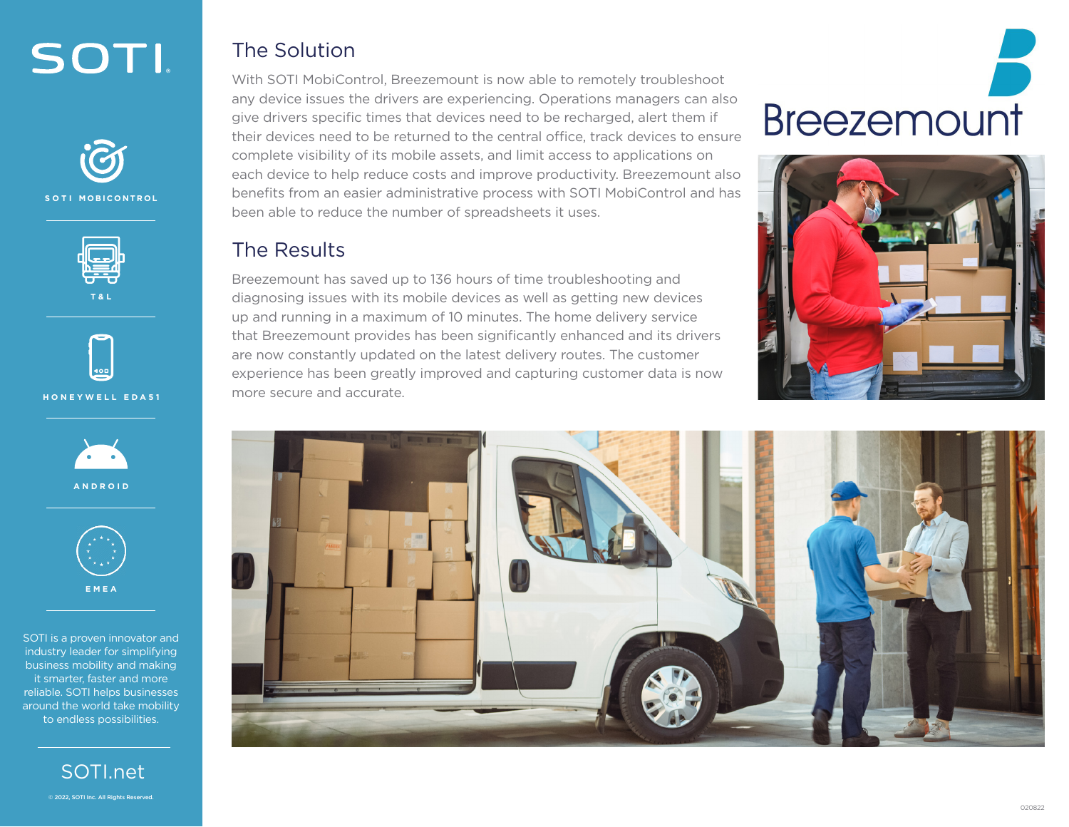SOTI

SOTI MOBICONTROL

T&L

HONEYWELL EDA51

ANDROID

EMEA

SOTI is a proven innovator and industry leader for simplifying business mobility and making it smarter, faster and more reliable. SOTI helps businesses around the world take mobility to endless possibilities.

SOTI.net

© 2022, SOTI Inc. All Rights Reserved.

Breezemount

## The Solution

With SOTI MobiControl, Breezemount is now able to remotely troubleshoot any device issues the drivers are experiencing. Operations managers can also give drivers specific times that devices need to be recharged, alert them if their devices need to be returned to the central office, track devices to ensure complete visibility of its mobile assets, and limit access to applications on each device to help reduce costs and improve productivity. Breezemount also benefits from an easier administrative process with SOTI MobiControl and has been able to reduce the number of spreadsheets it uses.

## The Results

Breezemount has saved up to 136 hours of time troubleshooting and diagnosing issues with its mobile devices as well as getting new devices up and running in a maximum of 10 minutes. The home delivery service that Breezemount provides has been significantly enhanced and its drivers are now constantly updated on the latest delivery routes. The customer experience has been greatly improved and capturing customer data is now more secure and accurate.

020822